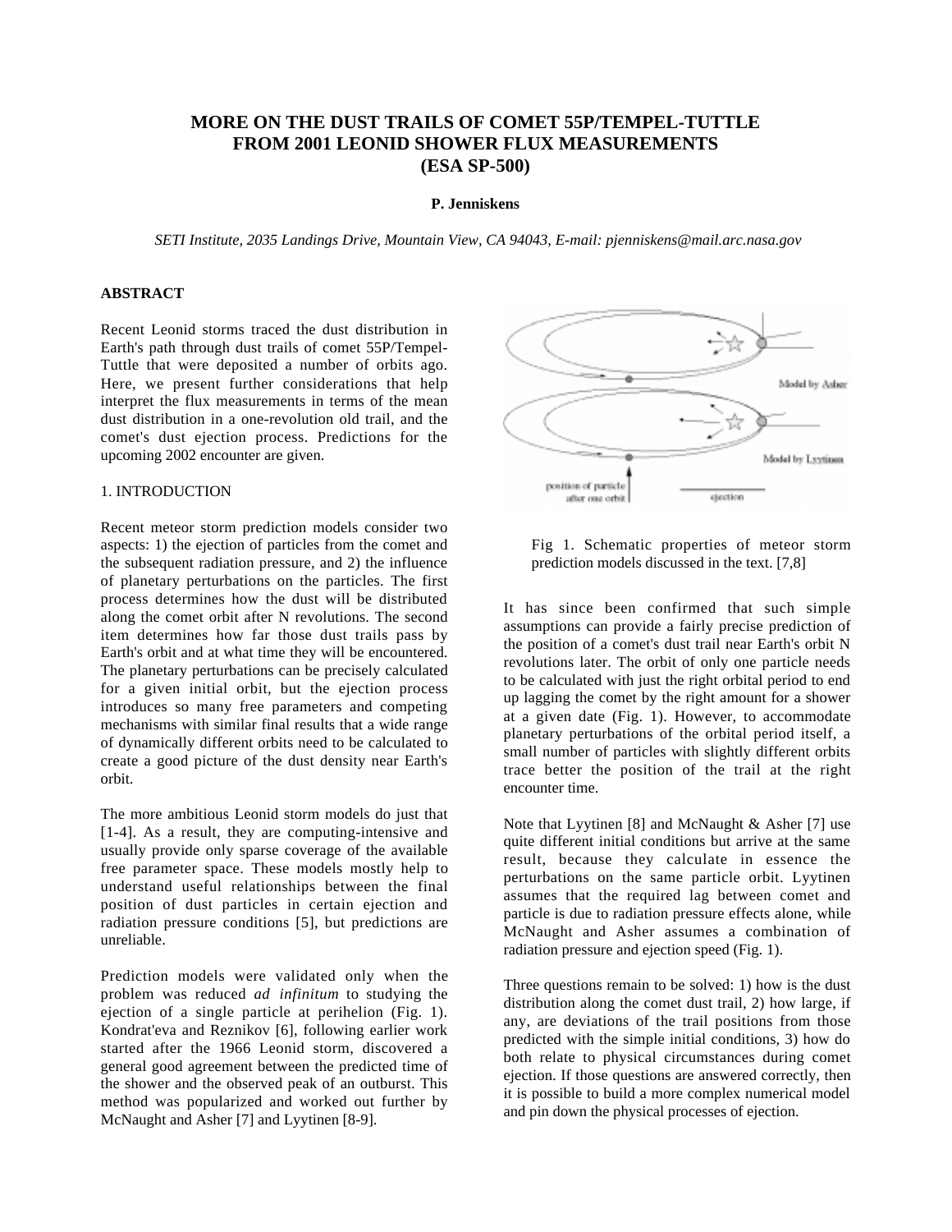# MORE ON THE DUST TRAILS OF COMET 55P/TEMPEL-TUTTLE FROM 2001 LEONID SHOWER FLUX MEASUREMENTS (ESA SP-500)

**P. Jenniskens**

*SETI Institute, 2035 Landings Drive, Mountain View, CA 94043, E-mail: pjenniskens@mail.arc.nasa.gov*

## ABSTRACT

Recent Leonid storms traced the dust distribution in Earth's path through dust trails of comet 55P/Tempel-Tuttle that were deposited a number of orbits ago. Here, we present further considerations that help interpret the flux measurements in terms of the mean dust distribution in a one-revolution old trail, and the comet's dust ejection process. Predictions for the upcoming 2002 encounter are given.

## 1. INTRODUCTION

Recent meteor storm prediction models consider two aspects: 1) the ejection of particles from the comet and the subsequent radiation pressure, and 2) the influence of planetary perturbations on the particles. The first process determines how the dust will be distributed along the comet orbit after N revolutions. The second item determines how far those dust trails pass by Earth's orbit and at what time they will be encountered. The planetary perturbations can be precisely calculated for a given initial orbit, but the ejection process introduces so many free parameters and competing mechanisms with similar final results that a wide range of dynamically different orbits need to be calculated to create a good picture of the dust density near Earth's orbit.

The more ambitious Leonid storm models do just that [1-4]. As a result, they are computing-intensive and usually provide only sparse coverage of the available free parameter space. These models mostly help to understand useful relationships between the final position of dust particles in certain ejection and radiation pressure conditions [5], but predictions are unreliable.

Prediction models were validated only when the problem was reduced *ad infinitum* to studying the ejection of a single particle at perihelion (Fig. 1). Kondrat'eva and Reznikov [6], following earlier work started after the 1966 Leonid storm, discovered a general good agreement between the predicted time of the shower and the observed peak of an outburst. This method was popularized and worked out further by McNaught and Asher [7] and Lyytinen [8-9].

Fig 1. Schematic properties of meteor storm prediction models discussed in the text. [7,8]

It has since been confirmed that such simple assumptions can provide a fairly precise prediction of the position of a comet's dust trail near Earth's orbit N revolutions later. The orbit of only one particle needs to be calculated with just the right orbital period to end up lagging the comet by the right amount for a shower at a given date (Fig. 1). However, to accommodate planetary perturbations of the orbital period itself, a small number of particles with slightly different orbits trace better the position of the trail at the right encounter time.

Note that Lyytinen [8] and McNaught & Asher [7] use quite different initial conditions but arrive at the same result, because they calculate in essence the perturbations on the same particle orbit. Lyytinen assumes that the required lag between comet and particle is due to radiation pressure effects alone, while McNaught and Asher assumes a combination of radiation pressure and ejection speed (Fig. 1).

Three questions remain to be solved: 1) how is the dust distribution along the comet dust trail, 2) how large, if any, are deviations of the trail positions from those predicted with the simple initial conditions, 3) how do both relate to physical circumstances during comet ejection. If those questions are answered correctly, then it is possible to build a more complex numerical model and pin down the physical processes of ejection.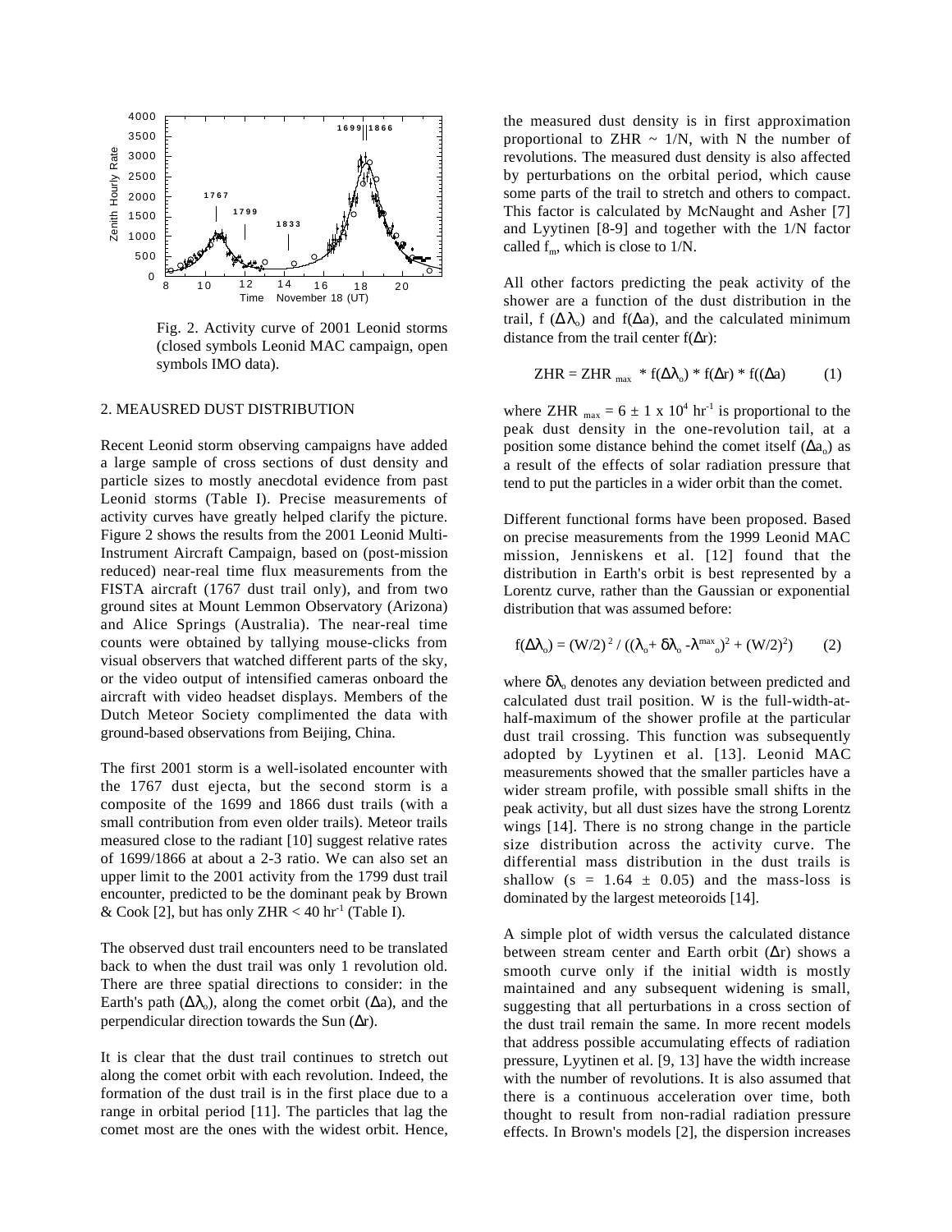Fig. 2. Activity curve of 2001 Leonid storms (closed symbols Leonid MAC campaign, open symbols IMO data).

## 2. MEAUSRED DUST DISTRIBUTION

Recent Leonid storm observing campaigns have added a large sample of cross sections of dust density and particle sizes to mostly anecdotal evidence from past Leonid storms (Table I). Precise measurements of activity curves have greatly helped clarify the picture. Figure 2 shows the results from the 2001 Leonid Multi-Instrument Aircraft Campaign, based on (post-mission reduced) near-real time flux measurements from the FISTA aircraft (1767 dust trail only), and from two ground sites at Mount Lemmon Observatory (Arizona) and Alice Springs (Australia). The near-real time counts were obtained by tallying mouse-clicks from visual observers that watched different parts of the sky, or the video output of intensified cameras onboard the aircraft with video headset displays. Members of the Dutch Meteor Society complimented the data with ground-based observations from Beijing, China.

The first 2001 storm is a well-isolated encounter with the 1767 dust ejecta, but the second storm is a composite of the 1699 and 1866 dust trails (with a small contribution from even older trails). Meteor trails measured close to the radiant [10] suggest relative rates of 1699/1866 at about a 2-3 ratio. We can also set an upper limit to the 2001 activity from the 1799 dust trail encounter, predicted to be the dominant peak by Brown & Cook [2], but has only ZHR < 40 $hr^{-1}$ (Table I).

The observed dust trail encounters need to be translated back to when the dust trail was only 1 revolution old. There are three spatial directions to consider: in the Earth's path ($\Delta\lambda_o$), along the comet orbit ($\Delta a$), and the perpendicular direction towards the Sun ($\Delta r$).

It is clear that the dust trail continues to stretch out along the comet orbit with each revolution. Indeed, the formation of the dust trail is in the first place due to a range in orbital period [11]. The particles that lag the comet most are the ones with the widest orbit. Hence, the measured dust density is in first approximation proportional to ZHR ~ 1/N, with N the number of revolutions. The measured dust density is also affected by perturbations on the orbital period, which cause some parts of the trail to stretch and others to compact. This factor is calculated by McNaught and Asher [7] and Lyytinen [8-9] and together with the 1/N factor called $f_m$, which is close to 1/N.

All other factors predicting the peak activity of the shower are a function of the dust distribution in the trail, f ($\Delta\lambda_o$) and f($\Delta a$), and the calculated minimum distance from the trail center f($\Delta r$):

$$ZHR = ZHR_{max} * f(\Delta\lambda_o) * f(\Delta r) * f((\Delta a) \qquad (1)$$

where $ZHR_{max} = 6 \pm 1 \times 10^4$ $hr^{-1}$ is proportional to the peak dust density in the one-revolution tail, at a position some distance behind the comet itself ($\Delta a_o$) as a result of the effects of solar radiation pressure that tend to put the particles in a wider orbit than the comet.

Different functional forms have been proposed. Based on precise measurements from the 1999 Leonid MAC mission, Jenniskens et al. [12] found that the distribution in Earth's orbit is best represented by a Lorentz curve, rather than the Gaussian or exponential distribution that was assumed before:

$$f(\Delta\lambda_o) = (W/2)^2 / ((\lambda_o + \delta\lambda_o - \lambda^{max}_o)^2 + (W/2)^2) \qquad (2)$$

where $\delta\lambda_o$ denotes any deviation between predicted and calculated dust trail position. W is the full-width-at-half-maximum of the shower profile at the particular dust trail crossing. This function was subsequently adopted by Lyytinen et al. [13]. Leonid MAC measurements showed that the smaller particles have a wider stream profile, with possible small shifts in the peak activity, but all dust sizes have the strong Lorentz wings [14]. There is no strong change in the particle size distribution across the activity curve. The differential mass distribution in the dust trails is shallow ($s = 1.64 \pm 0.05$) and the mass-loss is dominated by the largest meteoroids [14].

A simple plot of width versus the calculated distance between stream center and Earth orbit ($\Delta r$) shows a smooth curve only if the initial width is mostly maintained and any subsequent widening is small, suggesting that all perturbations in a cross section of the dust trail remain the same. In more recent models that address possible accumulating effects of radiation pressure, Lyytinen et al. [9, 13] have the width increase with the number of revolutions. It is also assumed that there is a continuous acceleration over time, both thought to result from non-radial radiation pressure effects. In Brown's models [2], the dispersion increases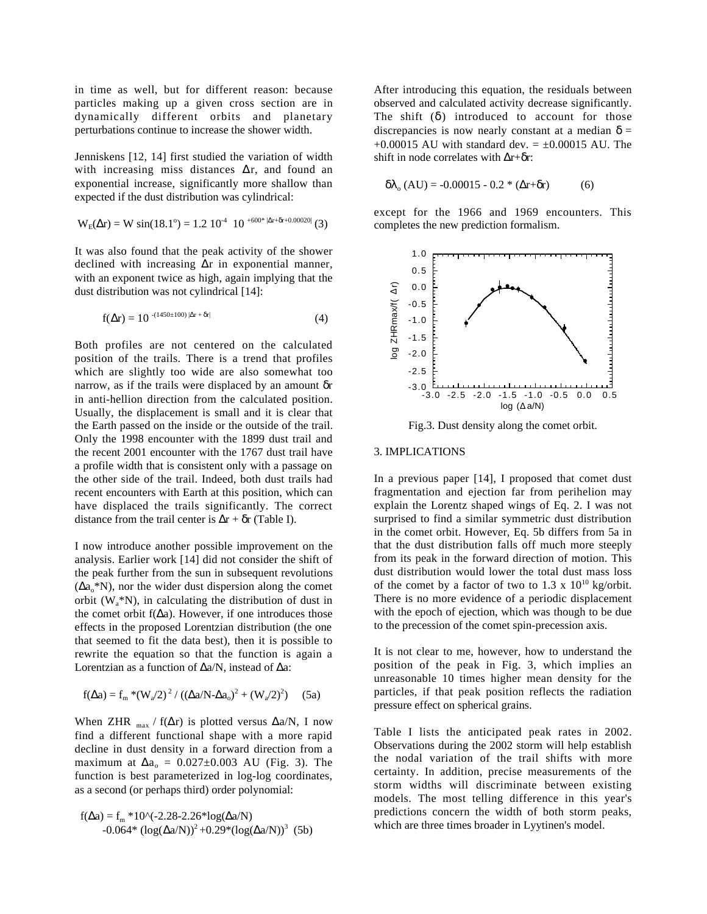in time as well, but for different reason: because particles making up a given cross section are in dynamically different orbits and planetary perturbations continue to increase the shower width.

Jenniskens [12, 14] first studied the variation of width with increasing miss distances $\Delta r$, and found an exponential increase, significantly more shallow than expected if the dust distribution was cylindrical:

$$W_E(\Delta r) = W \sin(18.1^o) = 1.2\ 10^{-4}\ \ 10^{+600^* |\Delta r + \delta r + 0.00020|} \quad (3)$$

It was also found that the peak activity of the shower declined with increasing $\Delta r$ in exponential manner, with an exponent twice as high, again implying that the dust distribution was not cylindrical [14]:

$$f(\Delta r) = 10^{-(1450 \pm 100)\ |\Delta r + \delta r|} \quad (4)$$

Both profiles are not centered on the calculated position of the trails. There is a trend that profiles which are slightly too wide are also somewhat too narrow, as if the trails were displaced by an amount $\delta r$ in anti-hellion direction from the calculated position. Usually, the displacement is small and it is clear that the Earth passed on the inside or the outside of the trail. Only the 1998 encounter with the 1899 dust trail and the recent 2001 encounter with the 1767 dust trail have a profile width that is consistent only with a passage on the other side of the trail. Indeed, both dust trails had recent encounters with Earth at this position, which can have displaced the trails significantly. The correct distance from the trail center is $\Delta r + \delta r$ (Table I).

I now introduce another possible improvement on the analysis. Earlier work [14] did not consider the shift of the peak further from the sun in subsequent revolutions ($\Delta a_o$*N), nor the wider dust dispersion along the comet orbit ($W_a$*N), in calculating the distribution of dust in the comet orbit $f(\Delta a)$. However, if one introduces those effects in the proposed Lorentzian distribution (the one that seemed to fit the data best), then it is possible to rewrite the equation so that the function is again a Lorentzian as a function of $\Delta a/N$, instead of $\Delta a$:

$$f(\Delta a) = f_m * (W_a/2)^2 / ((\Delta a/N - \Delta a_o)^2 + (W_a/2)^2) \quad (5a)$$

When ZHR $_{max}$ / $f(\Delta r)$ is plotted versus $\Delta a/N$, I now find a different functional shape with a more rapid decline in dust density in a forward direction from a maximum at $\Delta a_o = 0.027 \pm 0.003$ AU (Fig. 3). The function is best parameterized in log-log coordinates, as a second (or perhaps third) order polynomial:

$$f(\Delta a) = f_m * 10\text{^}(-2.28 - 2.26 * \log(\Delta a/N) - 0.064 * (\log(\Delta a/N))^2 + 0.29 * (\log(\Delta a/N))^3 \quad (5b)$$

After introducing this equation, the residuals between observed and calculated activity decrease significantly. The shift ($\delta$) introduced to account for those discrepancies is now nearly constant at a median $\delta$ = +0.00015 AU with standard dev. = ±0.00015 AU. The shift in node correlates with $\Delta r + \delta r$:

$$\delta\lambda_o\ (\text{AU}) = -0.00015 - 0.2 * (\Delta r + \delta r) \quad (6)$$

except for the 1966 and 1969 encounters. This completes the new prediction formalism.

Fig.3. Dust density along the comet orbit.

## 3. IMPLICATIONS

In a previous paper [14], I proposed that comet dust fragmentation and ejection far from perihelion may explain the Lorentz shaped wings of Eq. 2. I was not surprised to find a similar symmetric dust distribution in the comet orbit. However, Eq. 5b differs from 5a in that the dust distribution falls off much more steeply from its peak in the forward direction of motion. This dust distribution would lower the total dust mass loss of the comet by a factor of two to 1.3 x $10^{10}$ kg/orbit. There is no more evidence of a periodic displacement with the epoch of ejection, which was though to be due to the precession of the comet spin-precession axis.

It is not clear to me, however, how to understand the position of the peak in Fig. 3, which implies an unreasonable 10 times higher mean density for the particles, if that peak position reflects the radiation pressure effect on spherical grains.

Table I lists the anticipated peak rates in 2002. Observations during the 2002 storm will help establish the nodal variation of the trail shifts with more certainty. In addition, precise measurements of the storm widths will discriminate between existing models. The most telling difference in this year's predictions concern the width of both storm peaks, which are three times broader in Lyytinen's model.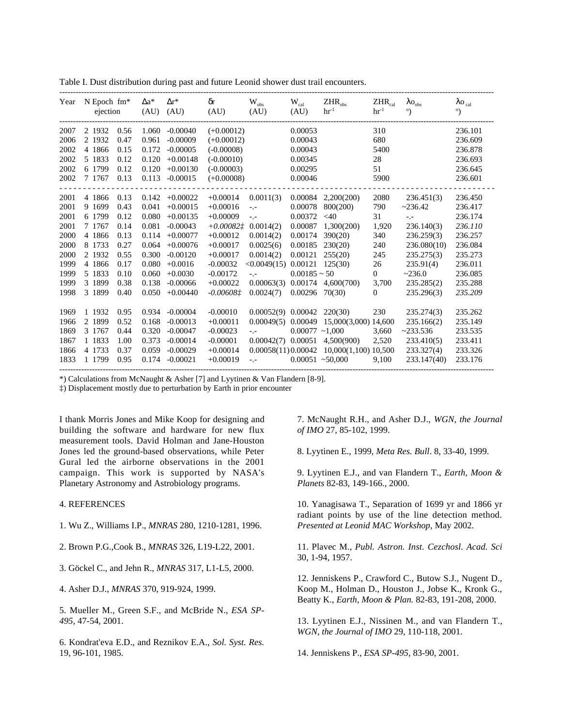Table I. Dust distribution during past and future Leonid shower dust trail encounters.

| Year | N | Epoch ejection | fm* | Δa* (AU) | Δr* (AU) | δr (AU) | $W_{obs}$ (AU) | $W_{cal}$ (AU) | $ZHR_{obs}$ $hr^{-1}$ | $ZHR_{cal}$ $hr^{-1}$ | $\lambda o_{obs}$ °) | $\lambda o_{cal}$ °) |
|---|---|---|---|---|---|---|---|---|---|---|---|---|
| 2007 | 2 | 1932 | 0.56 | 1.060 | -0.00040 | (+0.00012) | | 0.00053 | | 310 | | 236.101 |
| 2006 | 2 | 1932 | 0.47 | 0.961 | -0.00009 | (+0.00012) | | 0.00043 | | 680 | | 236.609 |
| 2002 | 4 | 1866 | 0.15 | 0.172 | -0.00005 | (-0.00008) | | 0.00043 | | 5400 | | 236.878 |
| 2002 | 5 | 1833 | 0.12 | 0.120 | +0.00148 | (-0.00010) | | 0.00345 | | 28 | | 236.693 |
| 2002 | 6 | 1799 | 0.12 | 0.120 | +0.00130 | (-0.00003) | | 0.00295 | | 51 | | 236.645 |
| 2002 | 7 | 1767 | 0.13 | 0.113 | -0.00015 | (+0.00008) | | 0.00046 | | 5900 | | 236.601 |
| 2001 | 4 | 1866 | 0.13 | 0.142 | +0.00022 | +0.00014 | 0.0011(3) | 0.00084 | 2,200(200) | 2080 | 236.451(3) | 236.450 |
| 2001 | 9 | 1699 | 0.43 | 0.041 | +0.00015 | +0.00016 | -.- | 0.00078 | 800(200) | 790 | ~236.42 | 236.417 |
| 2001 | 6 | 1799 | 0.12 | 0.080 | +0.00135 | +0.00009 | -.- | 0.00372 | <40 | 31 | -.- | 236.174 |
| 2001 | 7 | 1767 | 0.14 | 0.081 | -0.00043 | *+0.00082‡* | 0.0014(2) | 0.00087 | 1,300(200) | 1,920 | 236.140(3) | *236.110* |
| 2000 | 4 | 1866 | 0.13 | 0.114 | +0.00077 | +0.00012 | 0.0014(2) | 0.00174 | 390(20) | 340 | 236.259(3) | 236.257 |
| 2000 | 8 | 1733 | 0.27 | 0.064 | +0.00076 | +0.00017 | 0.0025(6) | 0.00185 | 230(20) | 240 | 236.080(10) | 236.084 |
| 2000 | 2 | 1932 | 0.55 | 0.300 | -0.00120 | +0.00017 | 0.0014(2) | 0.00121 | 255(20) | 245 | 235.275(3) | 235.273 |
| 1999 | 4 | 1866 | 0.17 | 0.080 | +0.0016 | -0.00032 | <0.0049(15) | 0.00121 | 125(30) | 26 | 235.91(4) | 236.011 |
| 1999 | 5 | 1833 | 0.10 | 0.060 | +0.0030 | -0.00172 | -.- | 0.00185 | ~ 50 | 0 | ~236.0 | 236.085 |
| 1999 | 3 | 1899 | 0.38 | 0.138 | -0.00066 | +0.00022 | 0.00063(3) | 0.00174 | 4,600(700) | 3,700 | 235.285(2) | 235.288 |
| 1998 | 3 | 1899 | 0.40 | 0.050 | +0.00440 | *-0.00608‡* | 0.0024(7) | 0.00296 | 70(30) | 0 | 235.296(3) | *235.209* |
| 1969 | 1 | 1932 | 0.95 | 0.934 | -0.00004 | -0.00010 | 0.00052(9) | 0.00042 | 220(30) | 230 | 235.274(3) | 235.262 |
| 1966 | 2 | 1899 | 0.52 | 0.168 | -0.00013 | +0.00011 | 0.00049(5) | 0.00049 | 15,000(3,000) | 14,600 | 235.166(2) | 235.149 |
| 1869 | 3 | 1767 | 0.44 | 0.320 | -0.00047 | -0.00023 | -.- | 0.00077 | ~1,000 | 3,660 | ~233.536 | 233.535 |
| 1867 | 1 | 1833 | 1.00 | 0.373 | -0.00014 | -0.00001 | 0.00042(7) | 0.00051 | 4,500(900) | 2,520 | 233.410(5) | 233.411 |
| 1866 | 4 | 1733 | 0.37 | 0.059 | -0.00029 | +0.00014 | 0.00058(11) | 0.00042 | 10,000(1,100) | 10,500 | 233.327(4) | 233.326 |
| 1833 | 1 | 1799 | 0.95 | 0.174 | -0.00021 | +0.00019 | -.- | 0.00051 | ~50,000 | 9,100 | 233.147(40) | 233.176 |

*) Calculations from McNaught & Asher [7] and Lyytinen & Van Flandern [8-9].

‡) Displacement mostly due to perturbation by Earth in prior encounter

I thank Morris Jones and Mike Koop for designing and building the software and hardware for new flux measurement tools. David Holman and Jane-Houston Jones led the ground-based observations, while Peter Gural led the airborne observations in the 2001 campaign. This work is supported by NASA's Planetary Astronomy and Astrobiology programs.

## 4. REFERENCES

1. Wu Z., Williams I.P., *MNRAS* 280, 1210-1281, 1996.

2. Brown P.G.,Cook B., *MNRAS* 326, L19-L22, 2001.

3. Göckel C., and Jehn R., *MNRAS* 317, L1-L5, 2000.

4. Asher D.J., *MNRAS* 370, 919-924, 1999.

5. Mueller M., Green S.F., and McBride N., *ESA SP-495*, 47-54, 2001.

6. Kondrat'eva E.D., and Reznikov E.A., *Sol. Syst. Res.* 19, 96-101, 1985.

7. McNaught R.H., and Asher D.J., *WGN, the Journal of IMO* 27, 85-102, 1999.

8. Lyytinen E., 1999, *Meta Res. Bull*. 8, 33-40, 1999.

9. Lyytinen E.J., and van Flandern T., *Earth, Moon & Planets* 82-83, 149-166., 2000.

10. Yanagisawa T., Separation of 1699 yr and 1866 yr radiant points by use of the line detection method. *Presented at Leonid MAC Workshop*, May 2002.

11. Plavec M., *Publ. Astron. Inst. Cezchosl. Acad. Sci* 30, 1-94, 1957.

12. Jenniskens P., Crawford C., Butow S.J., Nugent D., Koop M., Holman D., Houston J., Jobse K., Kronk G., Beatty K., *Earth, Moon & Plan.* 82-83, 191-208, 2000.

13. Lyytinen E.J., Nissinen M., and van Flandern T., *WGN, the Journal of IMO* 29, 110-118, 2001.

14. Jenniskens P., *ESA SP-495*, 83-90, 2001.